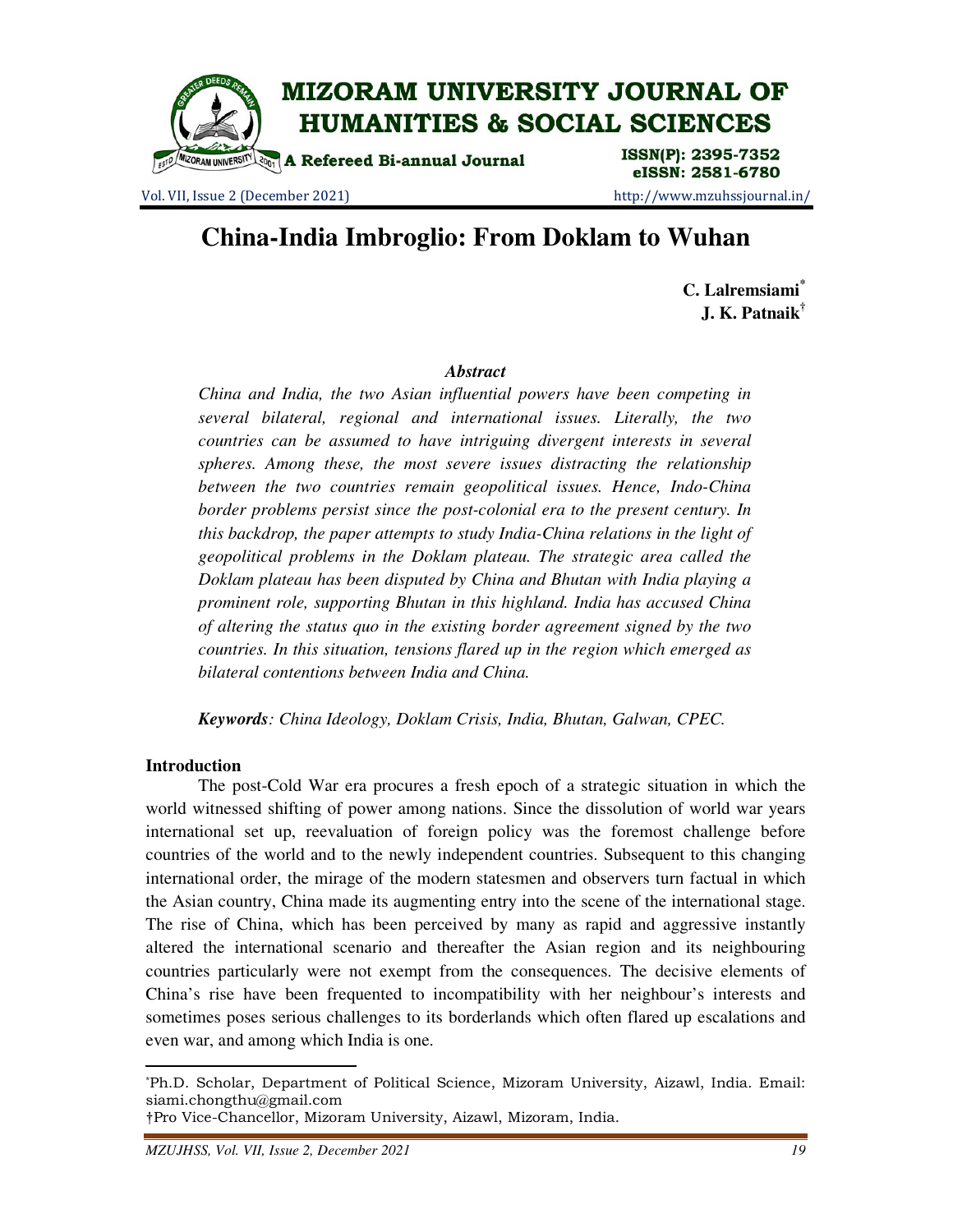# China-India Imbroglio: From Doklam to Wuhan

**C. Lalremsiami**[*]
**J. K. Patnaik**[†]

### *Abstract*

*China and India, the two Asian influential powers have been competing in several bilateral, regional and international issues. Literally, the two countries can be assumed to have intriguing divergent interests in several spheres. Among these, the most severe issues distracting the relationship between the two countries remain geopolitical issues. Hence, Indo-China border problems persist since the post-colonial era to the present century. In this backdrop, the paper attempts to study India-China relations in the light of geopolitical problems in the Doklam plateau. The strategic area called the Doklam plateau has been disputed by China and Bhutan with India playing a prominent role, supporting Bhutan in this highland. India has accused China of altering the status quo in the existing border agreement signed by the two countries. In this situation, tensions flared up in the region which emerged as bilateral contentions between India and China.*

***Keywords**: China Ideology, Doklam Crisis, India, Bhutan, Galwan, CPEC.*

## Introduction

The post-Cold War era procures a fresh epoch of a strategic situation in which the world witnessed shifting of power among nations. Since the dissolution of world war years international set up, reevaluation of foreign policy was the foremost challenge before countries of the world and to the newly independent countries. Subsequent to this changing international order, the mirage of the modern statesmen and observers turn factual in which the Asian country, China made its augmenting entry into the scene of the international stage. The rise of China, which has been perceived by many as rapid and aggressive instantly altered the international scenario and thereafter the Asian region and its neighbouring countries particularly were not exempt from the consequences. The decisive elements of China's rise have been frequented to incompatibility with her neighbour's interests and sometimes poses serious challenges to its borderlands which often flared up escalations and even war, and among which India is one.

---

[*] Ph.D. Scholar, Department of Political Science, Mizoram University, Aizawl, India. Email: siami.chongthu@gmail.com

[†] Pro Vice-Chancellor, Mizoram University, Aizawl, Mizoram, India.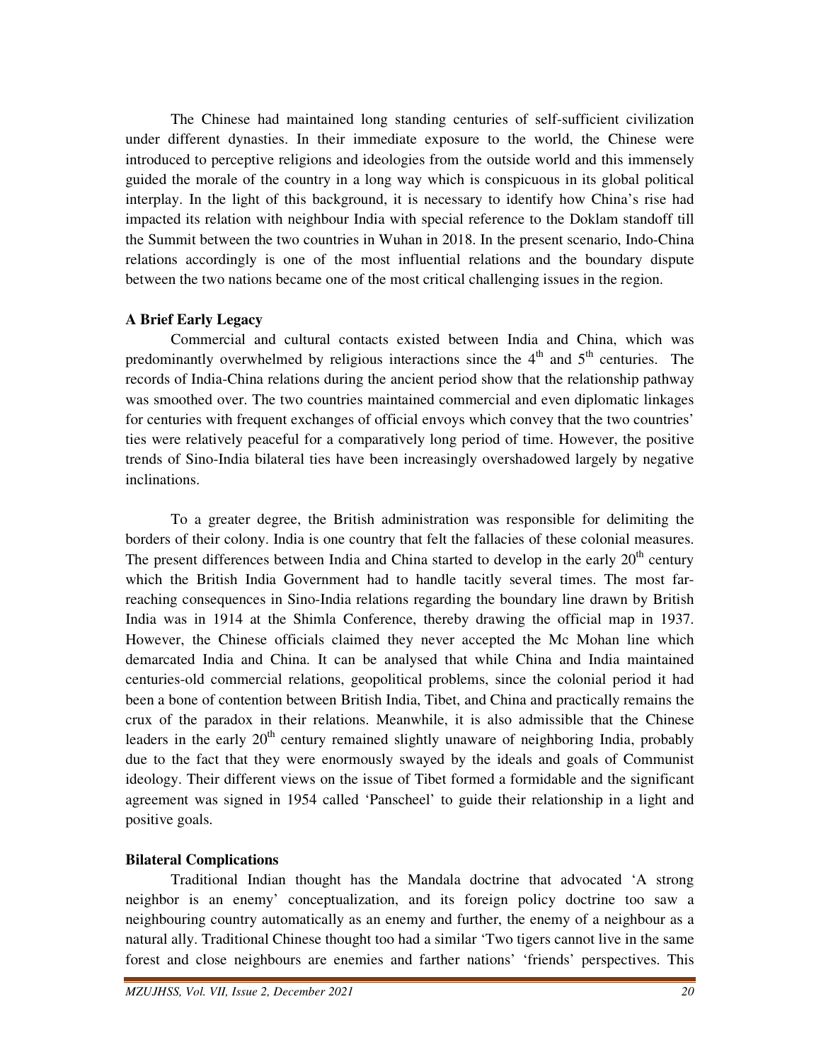The Chinese had maintained long standing centuries of self-sufficient civilization under different dynasties. In their immediate exposure to the world, the Chinese were introduced to perceptive religions and ideologies from the outside world and this immensely guided the morale of the country in a long way which is conspicuous in its global political interplay. In the light of this background, it is necessary to identify how China's rise had impacted its relation with neighbour India with special reference to the Doklam standoff till the Summit between the two countries in Wuhan in 2018. In the present scenario, Indo-China relations accordingly is one of the most influential relations and the boundary dispute between the two nations became one of the most critical challenging issues in the region.

**A Brief Early Legacy**

Commercial and cultural contacts existed between India and China, which was predominantly overwhelmed by religious interactions since the 4th and 5th centuries. The records of India-China relations during the ancient period show that the relationship pathway was smoothed over. The two countries maintained commercial and even diplomatic linkages for centuries with frequent exchanges of official envoys which convey that the two countries' ties were relatively peaceful for a comparatively long period of time. However, the positive trends of Sino-India bilateral ties have been increasingly overshadowed largely by negative inclinations.

To a greater degree, the British administration was responsible for delimiting the borders of their colony. India is one country that felt the fallacies of these colonial measures. The present differences between India and China started to develop in the early 20th century which the British India Government had to handle tacitly several times. The most far-reaching consequences in Sino-India relations regarding the boundary line drawn by British India was in 1914 at the Shimla Conference, thereby drawing the official map in 1937. However, the Chinese officials claimed they never accepted the Mc Mohan line which demarcated India and China. It can be analysed that while China and India maintained centuries-old commercial relations, geopolitical problems, since the colonial period it had been a bone of contention between British India, Tibet, and China and practically remains the crux of the paradox in their relations. Meanwhile, it is also admissible that the Chinese leaders in the early 20th century remained slightly unaware of neighboring India, probably due to the fact that they were enormously swayed by the ideals and goals of Communist ideology. Their different views on the issue of Tibet formed a formidable and the significant agreement was signed in 1954 called 'Panscheel' to guide their relationship in a light and positive goals.

**Bilateral Complications**

Traditional Indian thought has the Mandala doctrine that advocated 'A strong neighbor is an enemy' conceptualization, and its foreign policy doctrine too saw a neighbouring country automatically as an enemy and further, the enemy of a neighbour as a natural ally. Traditional Chinese thought too had a similar 'Two tigers cannot live in the same forest and close neighbours are enemies and farther nations' 'friends' perspectives. This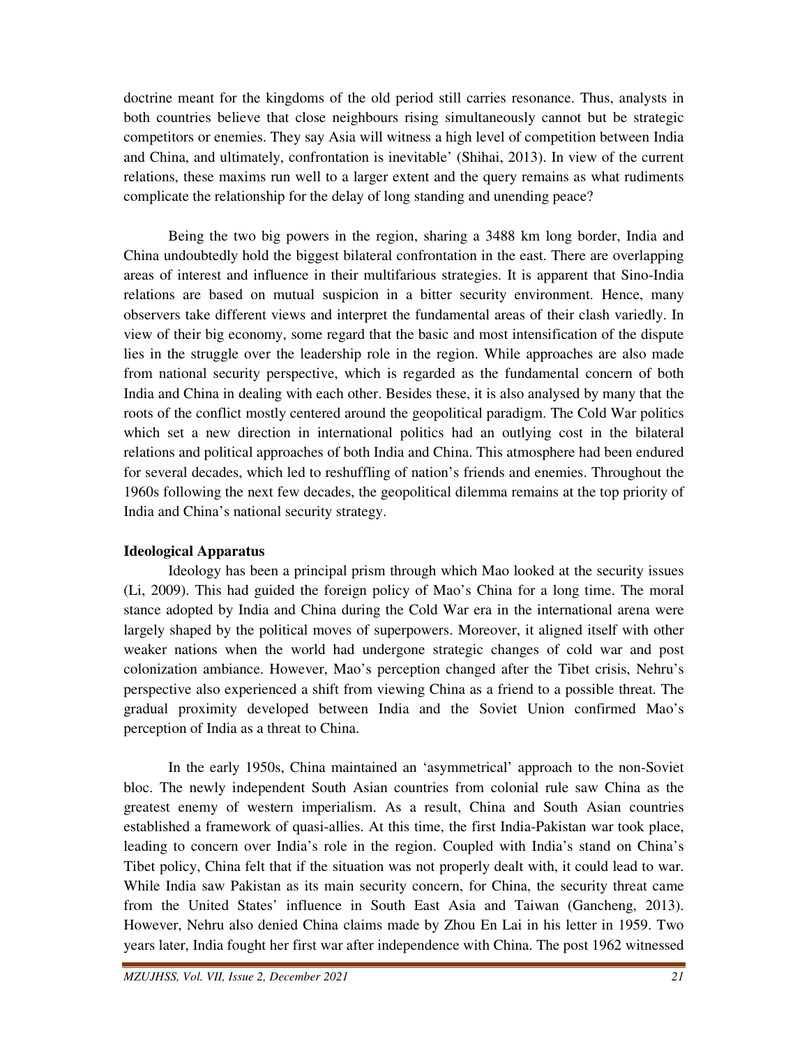doctrine meant for the kingdoms of the old period still carries resonance. Thus, analysts in both countries believe that close neighbours rising simultaneously cannot but be strategic competitors or enemies. They say Asia will witness a high level of competition between India and China, and ultimately, confrontation is inevitable' (Shihai, 2013). In view of the current relations, these maxims run well to a larger extent and the query remains as what rudiments complicate the relationship for the delay of long standing and unending peace?

Being the two big powers in the region, sharing a 3488 km long border, India and China undoubtedly hold the biggest bilateral confrontation in the east. There are overlapping areas of interest and influence in their multifarious strategies. It is apparent that Sino-India relations are based on mutual suspicion in a bitter security environment. Hence, many observers take different views and interpret the fundamental areas of their clash variedly. In view of their big economy, some regard that the basic and most intensification of the dispute lies in the struggle over the leadership role in the region. While approaches are also made from national security perspective, which is regarded as the fundamental concern of both India and China in dealing with each other. Besides these, it is also analysed by many that the roots of the conflict mostly centered around the geopolitical paradigm. The Cold War politics which set a new direction in international politics had an outlying cost in the bilateral relations and political approaches of both India and China. This atmosphere had been endured for several decades, which led to reshuffling of nation's friends and enemies. Throughout the 1960s following the next few decades, the geopolitical dilemma remains at the top priority of India and China's national security strategy.

**Ideological Apparatus**

Ideology has been a principal prism through which Mao looked at the security issues (Li, 2009). This had guided the foreign policy of Mao's China for a long time. The moral stance adopted by India and China during the Cold War era in the international arena were largely shaped by the political moves of superpowers. Moreover, it aligned itself with other weaker nations when the world had undergone strategic changes of cold war and post colonization ambiance. However, Mao's perception changed after the Tibet crisis, Nehru's perspective also experienced a shift from viewing China as a friend to a possible threat. The gradual proximity developed between India and the Soviet Union confirmed Mao's perception of India as a threat to China.

In the early 1950s, China maintained an 'asymmetrical' approach to the non-Soviet bloc. The newly independent South Asian countries from colonial rule saw China as the greatest enemy of western imperialism. As a result, China and South Asian countries established a framework of quasi-allies. At this time, the first India-Pakistan war took place, leading to concern over India's role in the region. Coupled with India's stand on China's Tibet policy, China felt that if the situation was not properly dealt with, it could lead to war. While India saw Pakistan as its main security concern, for China, the security threat came from the United States' influence in South East Asia and Taiwan (Gancheng, 2013). However, Nehru also denied China claims made by Zhou En Lai in his letter in 1959. Two years later, India fought her first war after independence with China. The post 1962 witnessed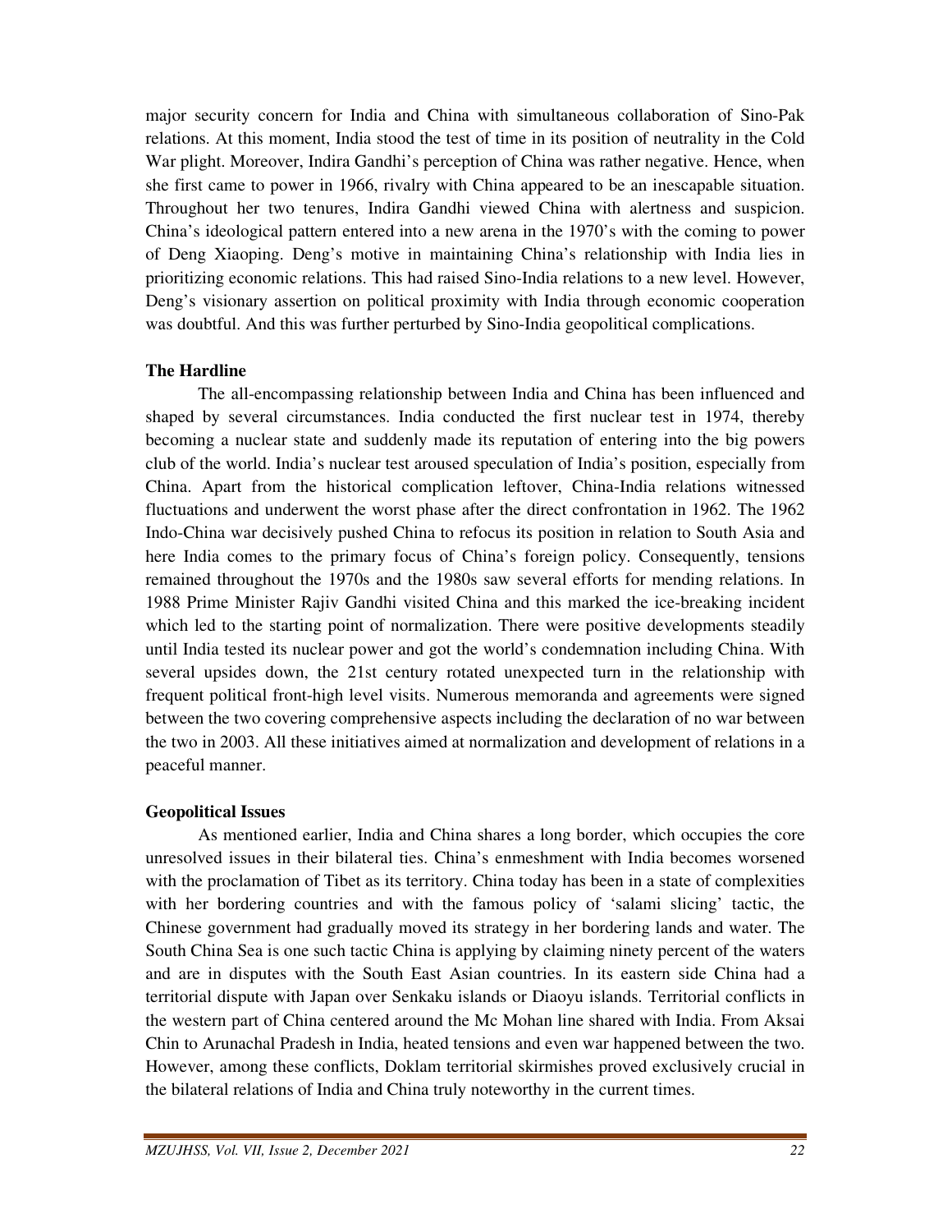major security concern for India and China with simultaneous collaboration of Sino-Pak relations. At this moment, India stood the test of time in its position of neutrality in the Cold War plight. Moreover, Indira Gandhi's perception of China was rather negative. Hence, when she first came to power in 1966, rivalry with China appeared to be an inescapable situation. Throughout her two tenures, Indira Gandhi viewed China with alertness and suspicion. China's ideological pattern entered into a new arena in the 1970's with the coming to power of Deng Xiaoping. Deng's motive in maintaining China's relationship with India lies in prioritizing economic relations. This had raised Sino-India relations to a new level. However, Deng's visionary assertion on political proximity with India through economic cooperation was doubtful. And this was further perturbed by Sino-India geopolitical complications.

**The Hardline**

The all-encompassing relationship between India and China has been influenced and shaped by several circumstances. India conducted the first nuclear test in 1974, thereby becoming a nuclear state and suddenly made its reputation of entering into the big powers club of the world. India's nuclear test aroused speculation of India's position, especially from China. Apart from the historical complication leftover, China-India relations witnessed fluctuations and underwent the worst phase after the direct confrontation in 1962. The 1962 Indo-China war decisively pushed China to refocus its position in relation to South Asia and here India comes to the primary focus of China's foreign policy. Consequently, tensions remained throughout the 1970s and the 1980s saw several efforts for mending relations. In 1988 Prime Minister Rajiv Gandhi visited China and this marked the ice-breaking incident which led to the starting point of normalization. There were positive developments steadily until India tested its nuclear power and got the world's condemnation including China. With several upsides down, the 21st century rotated unexpected turn in the relationship with frequent political front-high level visits. Numerous memoranda and agreements were signed between the two covering comprehensive aspects including the declaration of no war between the two in 2003. All these initiatives aimed at normalization and development of relations in a peaceful manner.

**Geopolitical Issues**

As mentioned earlier, India and China shares a long border, which occupies the core unresolved issues in their bilateral ties. China's enmeshment with India becomes worsened with the proclamation of Tibet as its territory. China today has been in a state of complexities with her bordering countries and with the famous policy of 'salami slicing' tactic, the Chinese government had gradually moved its strategy in her bordering lands and water. The South China Sea is one such tactic China is applying by claiming ninety percent of the waters and are in disputes with the South East Asian countries. In its eastern side China had a territorial dispute with Japan over Senkaku islands or Diaoyu islands. Territorial conflicts in the western part of China centered around the Mc Mohan line shared with India. From Aksai Chin to Arunachal Pradesh in India, heated tensions and even war happened between the two. However, among these conflicts, Doklam territorial skirmishes proved exclusively crucial in the bilateral relations of India and China truly noteworthy in the current times.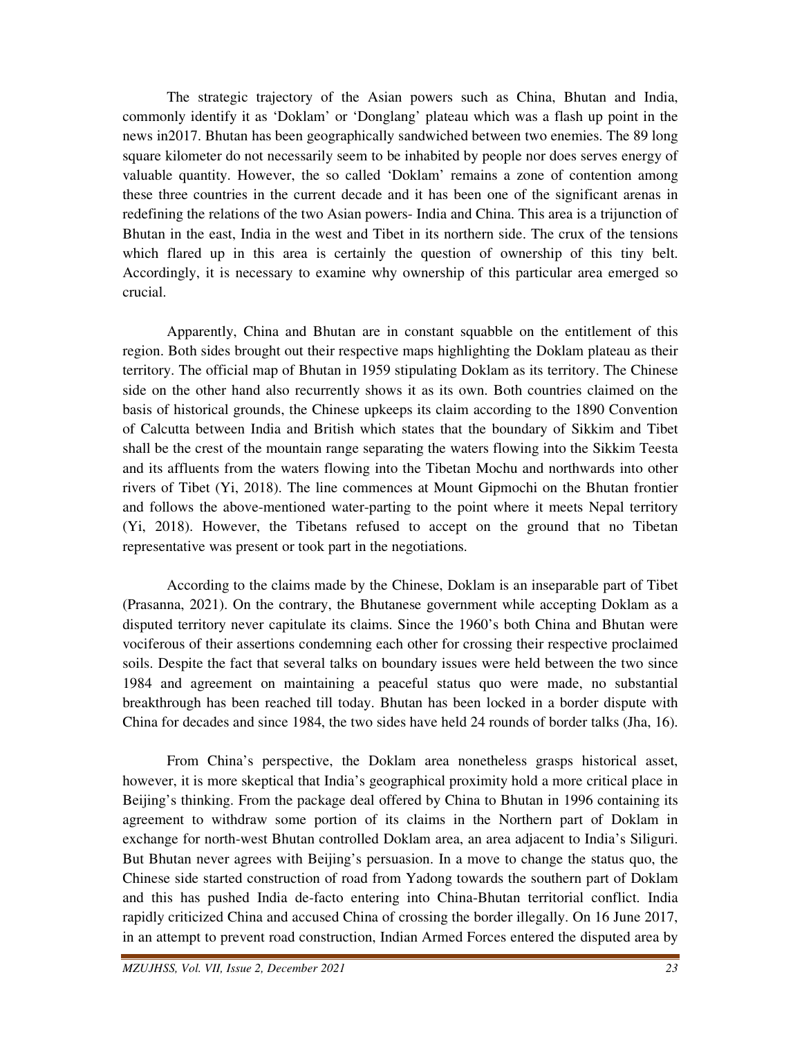The strategic trajectory of the Asian powers such as China, Bhutan and India, commonly identify it as 'Doklam' or 'Donglang' plateau which was a flash up point in the news in2017. Bhutan has been geographically sandwiched between two enemies. The 89 long square kilometer do not necessarily seem to be inhabited by people nor does serves energy of valuable quantity. However, the so called 'Doklam' remains a zone of contention among these three countries in the current decade and it has been one of the significant arenas in redefining the relations of the two Asian powers- India and China. This area is a trijunction of Bhutan in the east, India in the west and Tibet in its northern side. The crux of the tensions which flared up in this area is certainly the question of ownership of this tiny belt. Accordingly, it is necessary to examine why ownership of this particular area emerged so crucial.

Apparently, China and Bhutan are in constant squabble on the entitlement of this region. Both sides brought out their respective maps highlighting the Doklam plateau as their territory. The official map of Bhutan in 1959 stipulating Doklam as its territory. The Chinese side on the other hand also recurrently shows it as its own. Both countries claimed on the basis of historical grounds, the Chinese upkeeps its claim according to the 1890 Convention of Calcutta between India and British which states that the boundary of Sikkim and Tibet shall be the crest of the mountain range separating the waters flowing into the Sikkim Teesta and its affluents from the waters flowing into the Tibetan Mochu and northwards into other rivers of Tibet (Yi, 2018). The line commences at Mount Gipmochi on the Bhutan frontier and follows the above-mentioned water-parting to the point where it meets Nepal territory (Yi, 2018). However, the Tibetans refused to accept on the ground that no Tibetan representative was present or took part in the negotiations.

According to the claims made by the Chinese, Doklam is an inseparable part of Tibet (Prasanna, 2021). On the contrary, the Bhutanese government while accepting Doklam as a disputed territory never capitulate its claims. Since the 1960's both China and Bhutan were vociferous of their assertions condemning each other for crossing their respective proclaimed soils. Despite the fact that several talks on boundary issues were held between the two since 1984 and agreement on maintaining a peaceful status quo were made, no substantial breakthrough has been reached till today. Bhutan has been locked in a border dispute with China for decades and since 1984, the two sides have held 24 rounds of border talks (Jha, 16).

From China's perspective, the Doklam area nonetheless grasps historical asset, however, it is more skeptical that India's geographical proximity hold a more critical place in Beijing's thinking. From the package deal offered by China to Bhutan in 1996 containing its agreement to withdraw some portion of its claims in the Northern part of Doklam in exchange for north-west Bhutan controlled Doklam area, an area adjacent to India's Siliguri. But Bhutan never agrees with Beijing's persuasion. In a move to change the status quo, the Chinese side started construction of road from Yadong towards the southern part of Doklam and this has pushed India de-facto entering into China-Bhutan territorial conflict. India rapidly criticized China and accused China of crossing the border illegally. On 16 June 2017, in an attempt to prevent road construction, Indian Armed Forces entered the disputed area by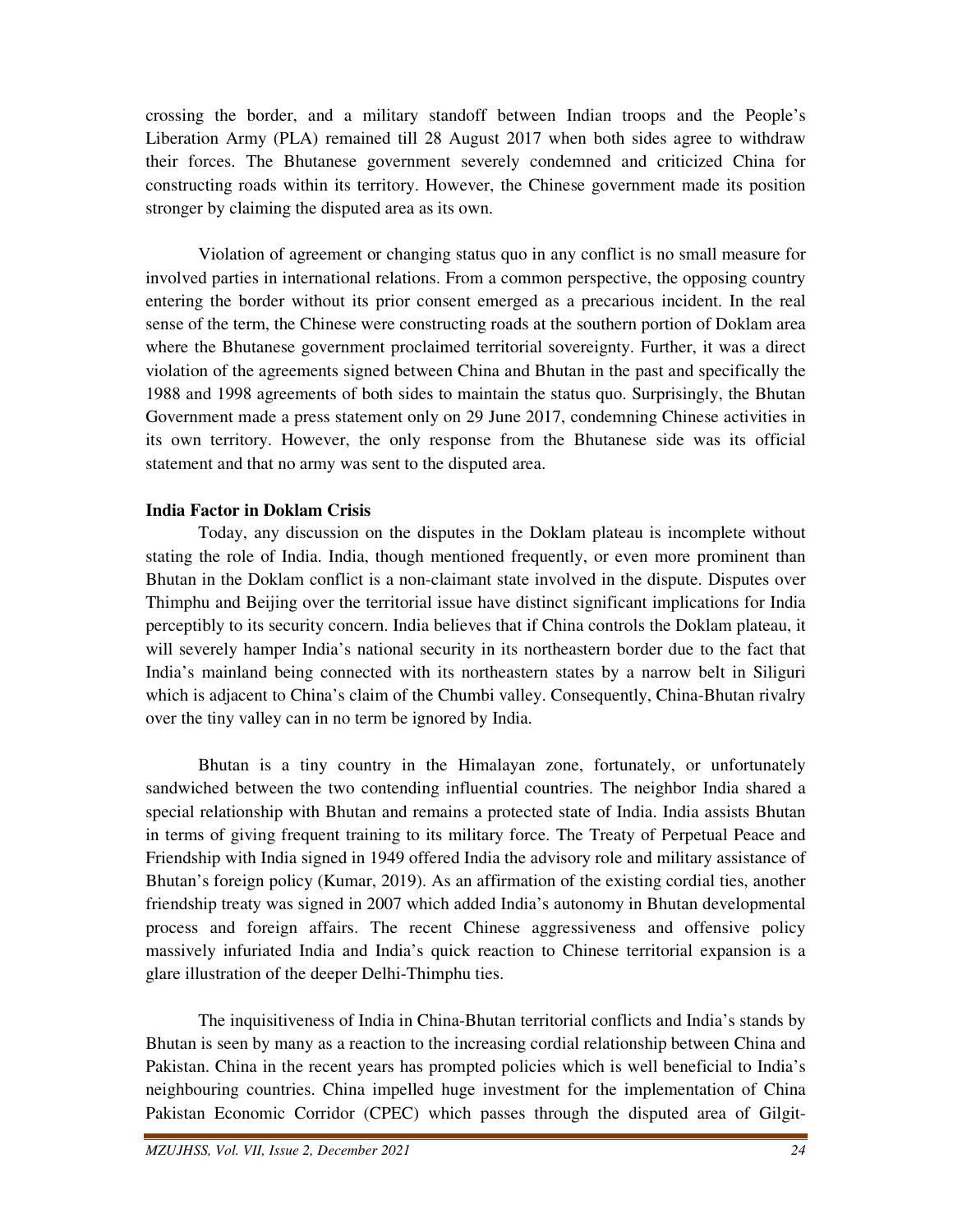crossing the border, and a military standoff between Indian troops and the People's Liberation Army (PLA) remained till 28 August 2017 when both sides agree to withdraw their forces. The Bhutanese government severely condemned and criticized China for constructing roads within its territory. However, the Chinese government made its position stronger by claiming the disputed area as its own.

Violation of agreement or changing status quo in any conflict is no small measure for involved parties in international relations. From a common perspective, the opposing country entering the border without its prior consent emerged as a precarious incident. In the real sense of the term, the Chinese were constructing roads at the southern portion of Doklam area where the Bhutanese government proclaimed territorial sovereignty. Further, it was a direct violation of the agreements signed between China and Bhutan in the past and specifically the 1988 and 1998 agreements of both sides to maintain the status quo. Surprisingly, the Bhutan Government made a press statement only on 29 June 2017, condemning Chinese activities in its own territory. However, the only response from the Bhutanese side was its official statement and that no army was sent to the disputed area.

**India Factor in Doklam Crisis**

Today, any discussion on the disputes in the Doklam plateau is incomplete without stating the role of India. India, though mentioned frequently, or even more prominent than Bhutan in the Doklam conflict is a non-claimant state involved in the dispute. Disputes over Thimphu and Beijing over the territorial issue have distinct significant implications for India perceptibly to its security concern. India believes that if China controls the Doklam plateau, it will severely hamper India's national security in its northeastern border due to the fact that India's mainland being connected with its northeastern states by a narrow belt in Siliguri which is adjacent to China's claim of the Chumbi valley. Consequently, China-Bhutan rivalry over the tiny valley can in no term be ignored by India.

Bhutan is a tiny country in the Himalayan zone, fortunately, or unfortunately sandwiched between the two contending influential countries. The neighbor India shared a special relationship with Bhutan and remains a protected state of India. India assists Bhutan in terms of giving frequent training to its military force. The Treaty of Perpetual Peace and Friendship with India signed in 1949 offered India the advisory role and military assistance of Bhutan's foreign policy (Kumar, 2019). As an affirmation of the existing cordial ties, another friendship treaty was signed in 2007 which added India's autonomy in Bhutan developmental process and foreign affairs. The recent Chinese aggressiveness and offensive policy massively infuriated India and India's quick reaction to Chinese territorial expansion is a glare illustration of the deeper Delhi-Thimphu ties.

The inquisitiveness of India in China-Bhutan territorial conflicts and India's stands by Bhutan is seen by many as a reaction to the increasing cordial relationship between China and Pakistan. China in the recent years has prompted policies which is well beneficial to India's neighbouring countries. China impelled huge investment for the implementation of China Pakistan Economic Corridor (CPEC) which passes through the disputed area of Gilgit-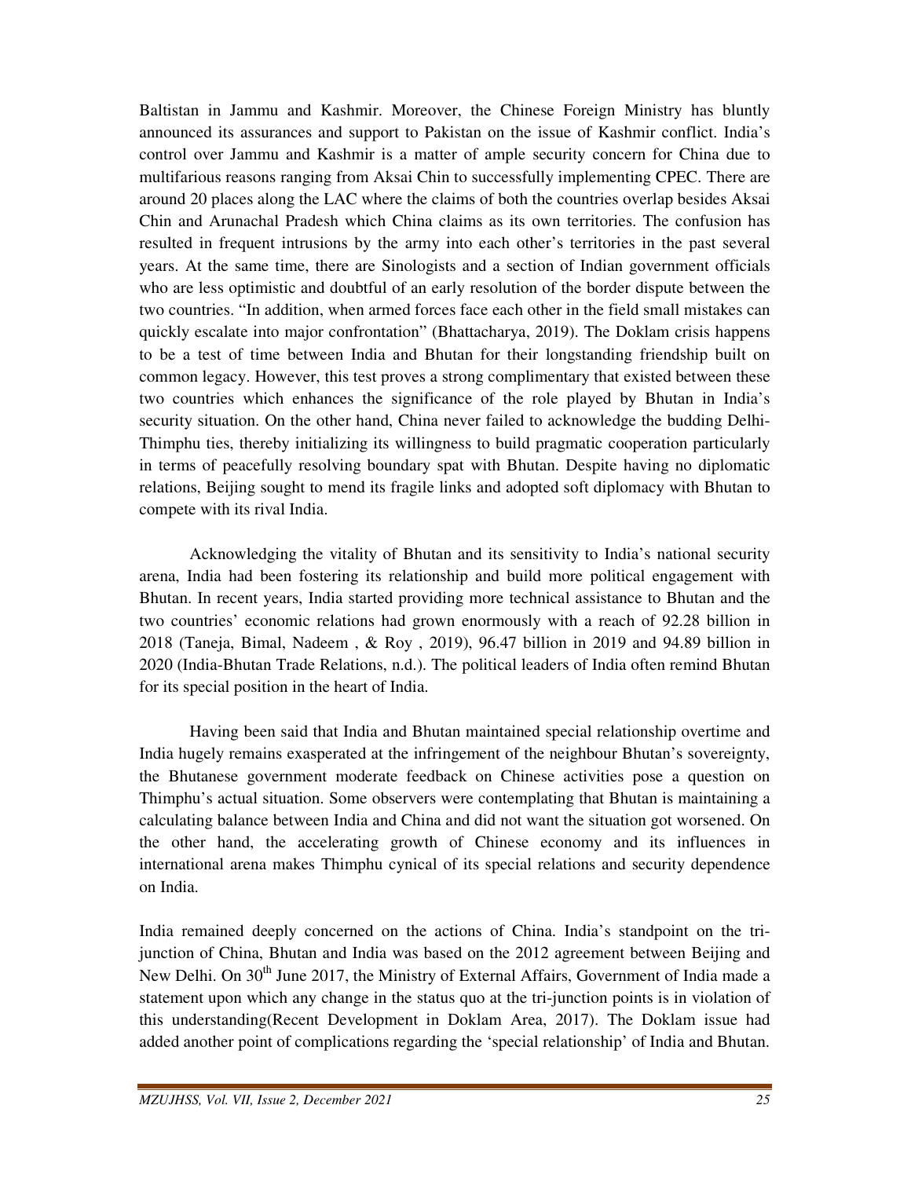Baltistan in Jammu and Kashmir. Moreover, the Chinese Foreign Ministry has bluntly announced its assurances and support to Pakistan on the issue of Kashmir conflict. India's control over Jammu and Kashmir is a matter of ample security concern for China due to multifarious reasons ranging from Aksai Chin to successfully implementing CPEC. There are around 20 places along the LAC where the claims of both the countries overlap besides Aksai Chin and Arunachal Pradesh which China claims as its own territories. The confusion has resulted in frequent intrusions by the army into each other's territories in the past several years. At the same time, there are Sinologists and a section of Indian government officials who are less optimistic and doubtful of an early resolution of the border dispute between the two countries. "In addition, when armed forces face each other in the field small mistakes can quickly escalate into major confrontation" (Bhattacharya, 2019). The Doklam crisis happens to be a test of time between India and Bhutan for their longstanding friendship built on common legacy. However, this test proves a strong complimentary that existed between these two countries which enhances the significance of the role played by Bhutan in India's security situation. On the other hand, China never failed to acknowledge the budding Delhi-Thimphu ties, thereby initializing its willingness to build pragmatic cooperation particularly in terms of peacefully resolving boundary spat with Bhutan. Despite having no diplomatic relations, Beijing sought to mend its fragile links and adopted soft diplomacy with Bhutan to compete with its rival India.

Acknowledging the vitality of Bhutan and its sensitivity to India's national security arena, India had been fostering its relationship and build more political engagement with Bhutan. In recent years, India started providing more technical assistance to Bhutan and the two countries' economic relations had grown enormously with a reach of 92.28 billion in 2018 (Taneja, Bimal, Nadeem , & Roy , 2019), 96.47 billion in 2019 and 94.89 billion in 2020 (India-Bhutan Trade Relations, n.d.). The political leaders of India often remind Bhutan for its special position in the heart of India.

Having been said that India and Bhutan maintained special relationship overtime and India hugely remains exasperated at the infringement of the neighbour Bhutan's sovereignty, the Bhutanese government moderate feedback on Chinese activities pose a question on Thimphu's actual situation. Some observers were contemplating that Bhutan is maintaining a calculating balance between India and China and did not want the situation got worsened. On the other hand, the accelerating growth of Chinese economy and its influences in international arena makes Thimphu cynical of its special relations and security dependence on India.

India remained deeply concerned on the actions of China. India's standpoint on the tri-junction of China, Bhutan and India was based on the 2012 agreement between Beijing and New Delhi. On 30th June 2017, the Ministry of External Affairs, Government of India made a statement upon which any change in the status quo at the tri-junction points is in violation of this understanding(Recent Development in Doklam Area, 2017). The Doklam issue had added another point of complications regarding the 'special relationship' of India and Bhutan.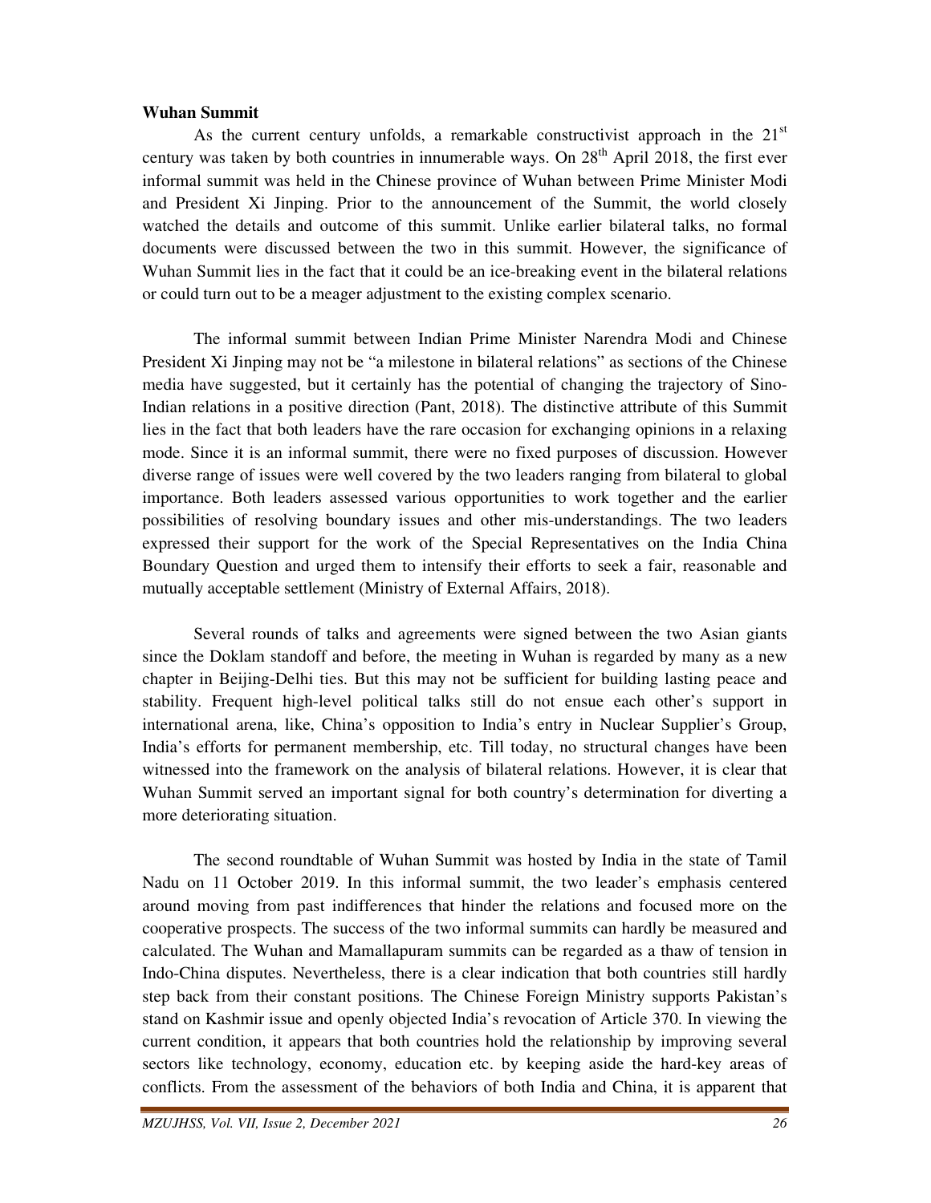**Wuhan Summit**

As the current century unfolds, a remarkable constructivist approach in the 21st century was taken by both countries in innumerable ways. On 28th April 2018, the first ever informal summit was held in the Chinese province of Wuhan between Prime Minister Modi and President Xi Jinping. Prior to the announcement of the Summit, the world closely watched the details and outcome of this summit. Unlike earlier bilateral talks, no formal documents were discussed between the two in this summit. However, the significance of Wuhan Summit lies in the fact that it could be an ice-breaking event in the bilateral relations or could turn out to be a meager adjustment to the existing complex scenario.

The informal summit between Indian Prime Minister Narendra Modi and Chinese President Xi Jinping may not be "a milestone in bilateral relations" as sections of the Chinese media have suggested, but it certainly has the potential of changing the trajectory of Sino-Indian relations in a positive direction (Pant, 2018). The distinctive attribute of this Summit lies in the fact that both leaders have the rare occasion for exchanging opinions in a relaxing mode. Since it is an informal summit, there were no fixed purposes of discussion. However diverse range of issues were well covered by the two leaders ranging from bilateral to global importance. Both leaders assessed various opportunities to work together and the earlier possibilities of resolving boundary issues and other mis-understandings. The two leaders expressed their support for the work of the Special Representatives on the India China Boundary Question and urged them to intensify their efforts to seek a fair, reasonable and mutually acceptable settlement (Ministry of External Affairs, 2018).

Several rounds of talks and agreements were signed between the two Asian giants since the Doklam standoff and before, the meeting in Wuhan is regarded by many as a new chapter in Beijing-Delhi ties. But this may not be sufficient for building lasting peace and stability. Frequent high-level political talks still do not ensue each other's support in international arena, like, China's opposition to India's entry in Nuclear Supplier's Group, India's efforts for permanent membership, etc. Till today, no structural changes have been witnessed into the framework on the analysis of bilateral relations. However, it is clear that Wuhan Summit served an important signal for both country's determination for diverting a more deteriorating situation.

The second roundtable of Wuhan Summit was hosted by India in the state of Tamil Nadu on 11 October 2019. In this informal summit, the two leader's emphasis centered around moving from past indifferences that hinder the relations and focused more on the cooperative prospects. The success of the two informal summits can hardly be measured and calculated. The Wuhan and Mamallapuram summits can be regarded as a thaw of tension in Indo-China disputes. Nevertheless, there is a clear indication that both countries still hardly step back from their constant positions. The Chinese Foreign Ministry supports Pakistan's stand on Kashmir issue and openly objected India's revocation of Article 370. In viewing the current condition, it appears that both countries hold the relationship by improving several sectors like technology, economy, education etc. by keeping aside the hard-key areas of conflicts. From the assessment of the behaviors of both India and China, it is apparent that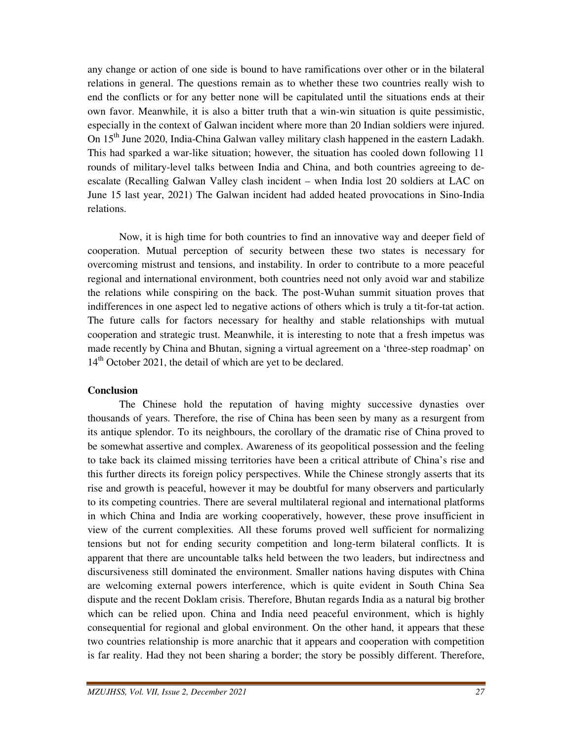any change or action of one side is bound to have ramifications over other or in the bilateral relations in general. The questions remain as to whether these two countries really wish to end the conflicts or for any better none will be capitulated until the situations ends at their own favor. Meanwhile, it is also a bitter truth that a win-win situation is quite pessimistic, especially in the context of Galwan incident where more than 20 Indian soldiers were injured. On 15th June 2020, India-China Galwan valley military clash happened in the eastern Ladakh. This had sparked a war-like situation; however, the situation has cooled down following 11 rounds of military-level talks between India and China, and both countries agreeing to de-escalate (Recalling Galwan Valley clash incident – when India lost 20 soldiers at LAC on June 15 last year, 2021) The Galwan incident had added heated provocations in Sino-India relations.

Now, it is high time for both countries to find an innovative way and deeper field of cooperation. Mutual perception of security between these two states is necessary for overcoming mistrust and tensions, and instability. In order to contribute to a more peaceful regional and international environment, both countries need not only avoid war and stabilize the relations while conspiring on the back. The post-Wuhan summit situation proves that indifferences in one aspect led to negative actions of others which is truly a tit-for-tat action. The future calls for factors necessary for healthy and stable relationships with mutual cooperation and strategic trust. Meanwhile, it is interesting to note that a fresh impetus was made recently by China and Bhutan, signing a virtual agreement on a 'three-step roadmap' on 14th October 2021, the detail of which are yet to be declared.

**Conclusion**

The Chinese hold the reputation of having mighty successive dynasties over thousands of years. Therefore, the rise of China has been seen by many as a resurgent from its antique splendor. To its neighbours, the corollary of the dramatic rise of China proved to be somewhat assertive and complex. Awareness of its geopolitical possession and the feeling to take back its claimed missing territories have been a critical attribute of China's rise and this further directs its foreign policy perspectives. While the Chinese strongly asserts that its rise and growth is peaceful, however it may be doubtful for many observers and particularly to its competing countries. There are several multilateral regional and international platforms in which China and India are working cooperatively, however, these prove insufficient in view of the current complexities. All these forums proved well sufficient for normalizing tensions but not for ending security competition and long-term bilateral conflicts. It is apparent that there are uncountable talks held between the two leaders, but indirectness and discursiveness still dominated the environment. Smaller nations having disputes with China are welcoming external powers interference, which is quite evident in South China Sea dispute and the recent Doklam crisis. Therefore, Bhutan regards India as a natural big brother which can be relied upon. China and India need peaceful environment, which is highly consequential for regional and global environment. On the other hand, it appears that these two countries relationship is more anarchic that it appears and cooperation with competition is far reality. Had they not been sharing a border; the story be possibly different. Therefore,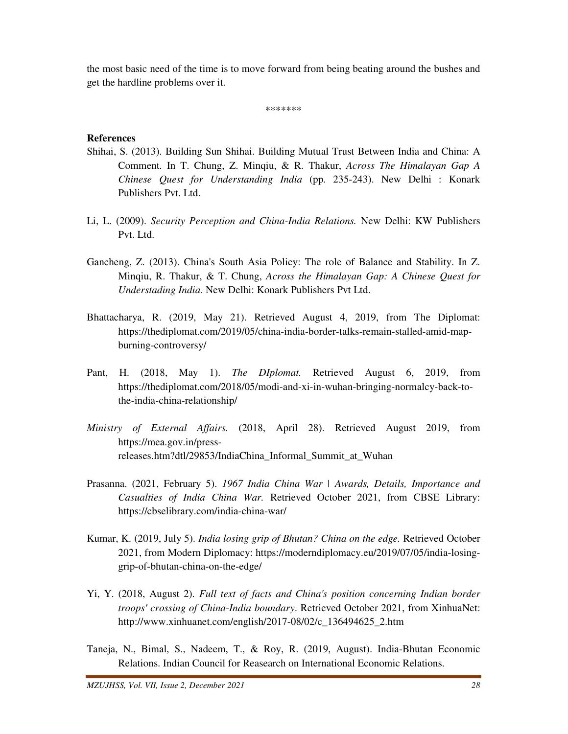the most basic need of the time is to move forward from being beating around the bushes and get the hardline problems over it.

*******

**References**

Shihai, S. (2013). Building Sun Shihai. Building Mutual Trust Between India and China: A Comment. In T. Chung, Z. Minqiu, & R. Thakur, *Across The Himalayan Gap A Chinese Quest for Understanding India* (pp. 235-243). New Delhi : Konark Publishers Pvt. Ltd.

Li, L. (2009). *Security Perception and China-India Relations.* New Delhi: KW Publishers Pvt. Ltd.

Gancheng, Z. (2013). China's South Asia Policy: The role of Balance and Stability. In Z. Minqiu, R. Thakur, & T. Chung, *Across the Himalayan Gap: A Chinese Quest for Understading India.* New Delhi: Konark Publishers Pvt Ltd.

Bhattacharya, R. (2019, May 21). Retrieved August 4, 2019, from The Diplomat: https://thediplomat.com/2019/05/china-india-border-talks-remain-stalled-amid-map-burning-controversy/

Pant, H. (2018, May 1). *The DIplomat.* Retrieved August 6, 2019, from https://thediplomat.com/2018/05/modi-and-xi-in-wuhan-bringing-normalcy-back-to-the-india-china-relationship/

*Ministry of External Affairs.* (2018, April 28). Retrieved August 2019, from https://mea.gov.in/press-releases.htm?dtl/29853/IndiaChina_Informal_Summit_at_Wuhan

Prasanna. (2021, February 5). *1967 India China War | Awards, Details, Importance and Casualties of India China War.* Retrieved October 2021, from CBSE Library: https://cbselibrary.com/india-china-war/

Kumar, K. (2019, July 5). *India losing grip of Bhutan? China on the edge.* Retrieved October 2021, from Modern Diplomacy: https://moderndiplomacy.eu/2019/07/05/india-losing-grip-of-bhutan-china-on-the-edge/

Yi, Y. (2018, August 2). *Full text of facts and China's position concerning Indian border troops' crossing of China-India boundary*. Retrieved October 2021, from XinhuaNet: http://www.xinhuanet.com/english/2017-08/02/c_136494625_2.htm

Taneja, N., Bimal, S., Nadeem, T., & Roy, R. (2019, August). India-Bhutan Economic Relations. Indian Council for Reasearch on International Economic Relations.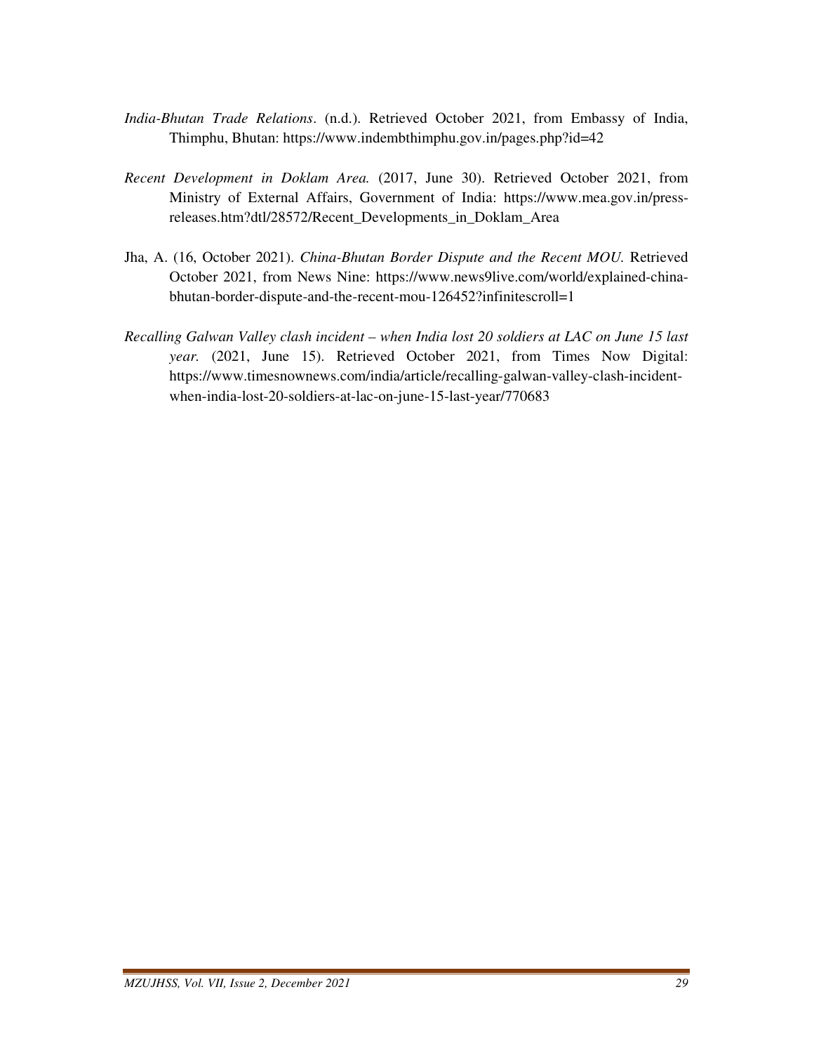*India-Bhutan Trade Relations*. (n.d.). Retrieved October 2021, from Embassy of India, Thimphu, Bhutan: https://www.indembthimphu.gov.in/pages.php?id=42

*Recent Development in Doklam Area.* (2017, June 30). Retrieved October 2021, from Ministry of External Affairs, Government of India: https://www.mea.gov.in/press-releases.htm?dtl/28572/Recent_Developments_in_Doklam_Area

Jha, A. (16, October 2021). *China-Bhutan Border Dispute and the Recent MOU*. Retrieved October 2021, from News Nine: https://www.news9live.com/world/explained-china-bhutan-border-dispute-and-the-recent-mou-126452?infinitescroll=1

*Recalling Galwan Valley clash incident – when India lost 20 soldiers at LAC on June 15 last year.* (2021, June 15). Retrieved October 2021, from Times Now Digital: https://www.timesnownews.com/india/article/recalling-galwan-valley-clash-incident-when-india-lost-20-soldiers-at-lac-on-june-15-last-year/770683